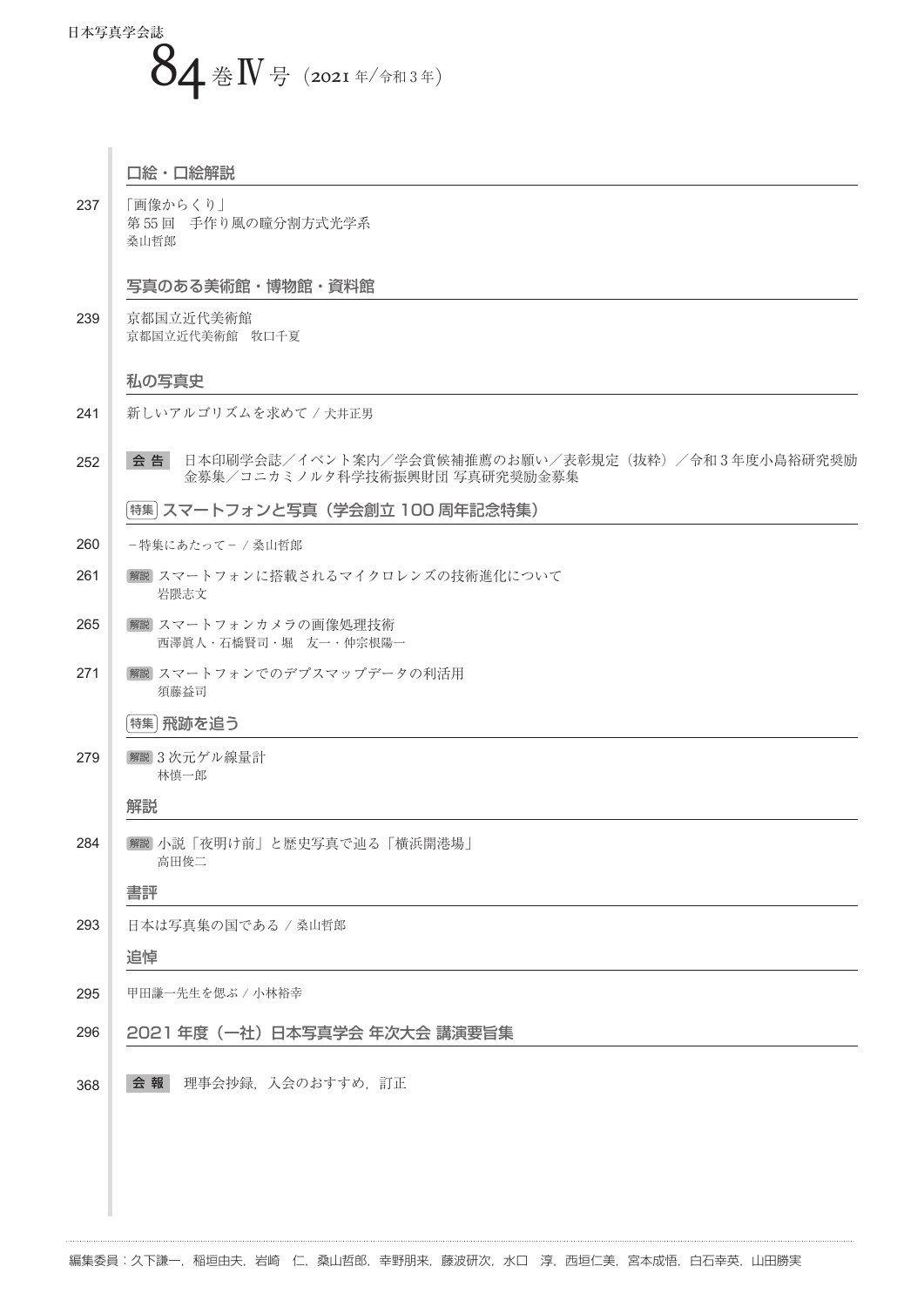日本写真学会誌

# 84巻Ⅳ号（2021年/令和3年）

## 口絵・口絵解説

237 「画像からくり」
第55回　手作り風の瞳分割方式光学系
桑山哲郎

## 写真のある美術館・博物館・資料館

239 京都国立近代美術館
京都国立近代美術館　牧口千夏

## 私の写真史

241 新しいアルゴリズムを求めて / 犬井正男

252 **会告**　日本印刷学会誌／イベント案内／学会賞候補推薦のお願い／表彰規定（抜粋）／令和3年度小島裕研究奨励金募集／コニカミノルタ科学技術振興財団 写真研究奨励金募集

## 特集 スマートフォンと写真（学会創立100周年記念特集）

260 －特集にあたって－ / 桑山哲郎

261 解説 スマートフォンに搭載されるマイクロレンズの技術進化について
岩隈志文

265 解説 スマートフォンカメラの画像処理技術
西澤眞人・石橋賢司・堀　友一・仲宗根陽一

271 解説 スマートフォンでのデプスマップデータの利活用
須藤益司

## 特集 飛跡を追う

279 解説 3次元ゲル線量計
林慎一郎

## 解説

284 解説 小説「夜明け前」と歴史写真で辿る「横浜開港場」
高田俊二

## 書評

293 日本は写真集の国である / 桑山哲郎

## 追悼

295 甲田謙一先生を偲ぶ / 小林裕幸

## 296 2021年度（一社）日本写真学会 年次大会 講演要旨集

368 **会報**　理事会抄録，入会のおすすめ，訂正

編集委員：久下謙一，稲垣由夫，岩崎　仁，桑山哲郎，幸野朋来，藤波研次，水口　淳，西垣仁美，宮本成悟，白石幸英，山田勝実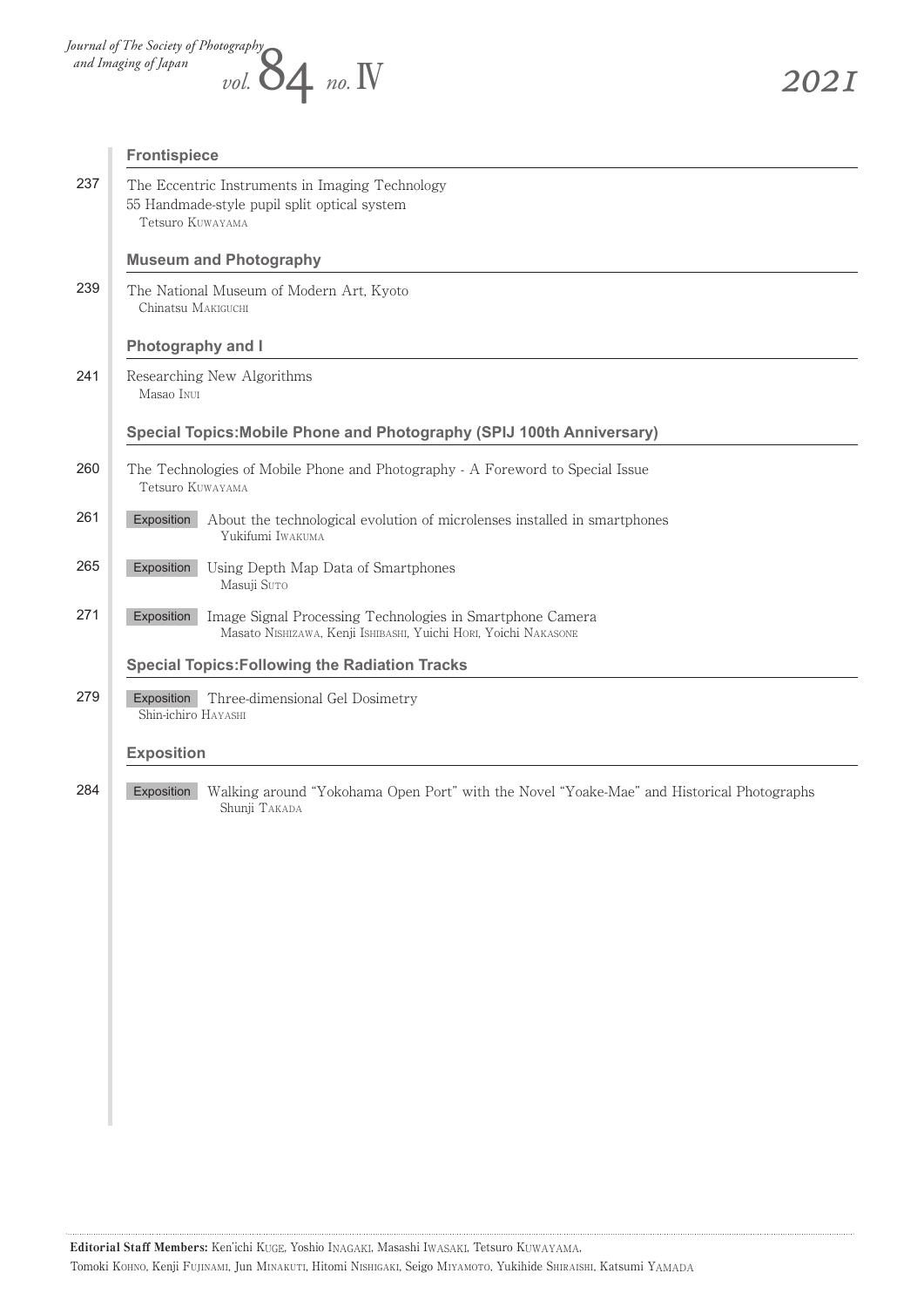*Journal of The Society of Photography and Imaging of Japan* *vol.* 84 *no.* Ⅳ 2021

## Frontispiece

237 The Eccentric Instruments in Imaging Technology
55 Handmade-style pupil split optical system
Tetsuro KUWAYAMA

## Museum and Photography

239 The National Museum of Modern Art, Kyoto
Chinatsu MAKIGUCHI

## Photography and I

241 Researching New Algorithms
Masao INUI

## Special Topics:Mobile Phone and Photography (SPIJ 100th Anniversary)

260 The Technologies of Mobile Phone and Photography - A Foreword to Special Issue
Tetsuro KUWAYAMA

261 Exposition About the technological evolution of microlenses installed in smartphones
Yukifumi IWAKUMA

265 Exposition Using Depth Map Data of Smartphones
Masuji SUTO

271 Exposition Image Signal Processing Technologies in Smartphone Camera
Masato NISHIZAWA, Kenji ISHIBASHI, Yuichi HORI, Yoichi NAKASONE

## Special Topics:Following the Radiation Tracks

279 Exposition Three-dimensional Gel Dosimetry
Shin-ichiro HAYASHI

## Exposition

284 Exposition Walking around “Yokohama Open Port” with the Novel “Yoake-Mae” and Historical Photographs
Shunji TAKADA

**Editorial Staff Members:** Ken'ichi KUGE, Yoshio INAGAKI, Masashi IWASAKI, Tetsuro KUWAYAMA, Tomoki KOHNO, Kenji FUJINAMI, Jun MINAKUTI, Hitomi NISHIGAKI, Seigo MIYAMOTO, Yukihide SHIRAISHI, Katsumi YAMADA